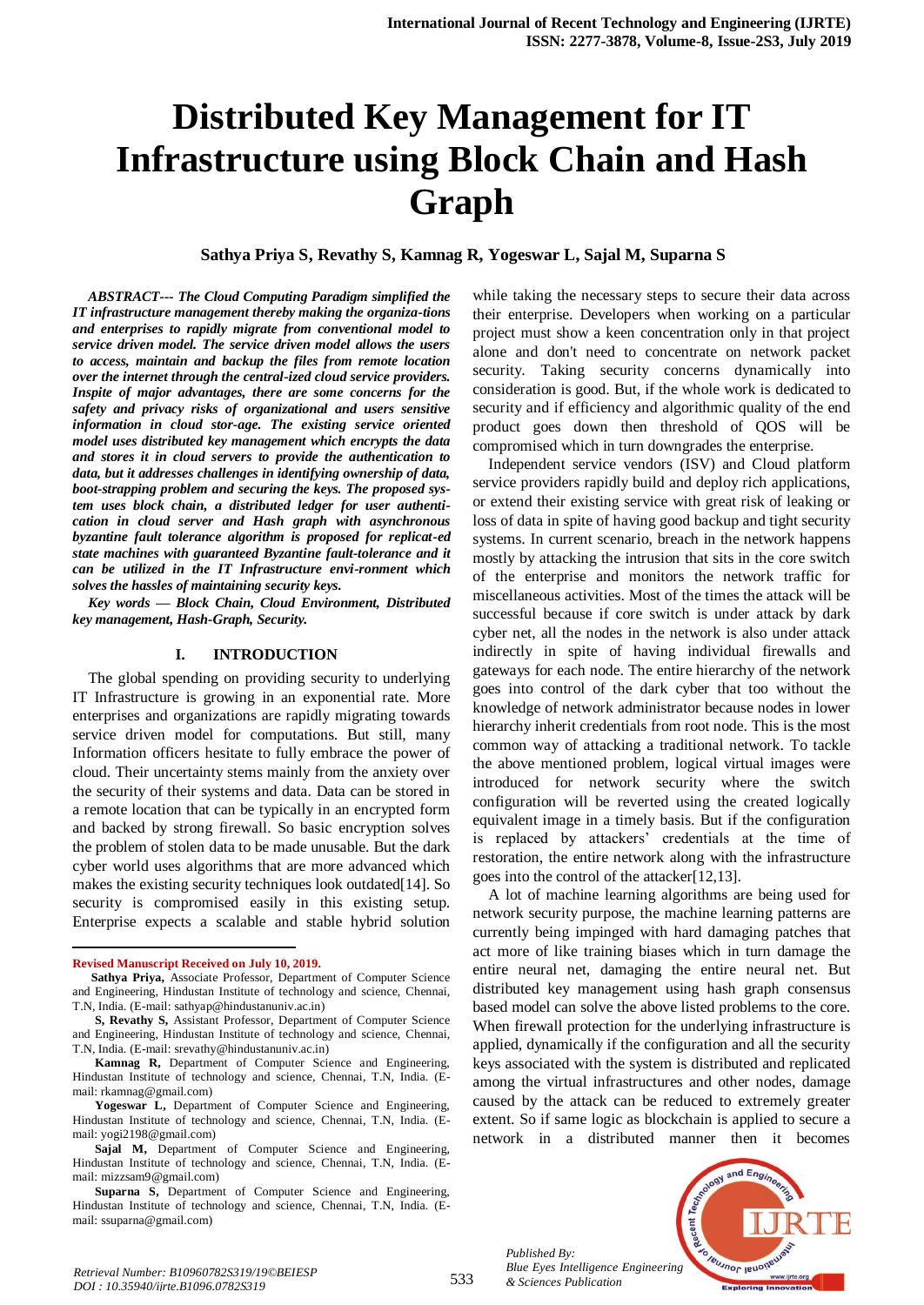# Distributed Key Management for IT Infrastructure using Block Chain and Hash Graph

**Sathya Priya S, Revathy S, Kamnag R, Yogeswar L, Sajal M, Suparna S**

***ABSTRACT--- The Cloud Computing Paradigm simplified the IT infrastructure management thereby making the organiza-tions and enterprises to rapidly migrate from conventional model to service driven model. The service driven model allows the users to access, maintain and backup the files from remote location over the internet through the central-ized cloud service providers. Inspite of major advantages, there are some concerns for the safety and privacy risks of organizational and users sensitive information in cloud stor-age. The existing service oriented model uses distributed key management which encrypts the data and stores it in cloud servers to provide the authentication to data, but it addresses challenges in identifying ownership of data, boot-strapping problem and securing the keys. The proposed sys-tem uses block chain, a distributed ledger for user authenti-cation in cloud server and Hash graph with asynchronous byzantine fault tolerance algorithm is proposed for replicat-ed state machines with guaranteed Byzantine fault-tolerance and it can be utilized in the IT Infrastructure envi-ronment which solves the hassles of maintaining security keys.***

***Key words — Block Chain, Cloud Environment, Distributed key management, Hash-Graph, Security.***

## I. INTRODUCTION

The global spending on providing security to underlying IT Infrastructure is growing in an exponential rate. More enterprises and organizations are rapidly migrating towards service driven model for computations. But still, many Information officers hesitate to fully embrace the power of cloud. Their uncertainty stems mainly from the anxiety over the security of their systems and data. Data can be stored in a remote location that can be typically in an encrypted form and backed by strong firewall. So basic encryption solves the problem of stolen data to be made unusable. But the dark cyber world uses algorithms that are more advanced which makes the existing security techniques look outdated[14]. So security is compromised easily in this existing setup. Enterprise expects a scalable and stable hybrid solution while taking the necessary steps to secure their data across their enterprise. Developers when working on a particular project must show a keen concentration only in that project alone and don't need to concentrate on network packet security. Taking security concerns dynamically into consideration is good. But, if the whole work is dedicated to security and if efficiency and algorithmic quality of the end product goes down then threshold of QOS will be compromised which in turn downgrades the enterprise.

Independent service vendors (ISV) and Cloud platform service providers rapidly build and deploy rich applications, or extend their existing service with great risk of leaking or loss of data in spite of having good backup and tight security systems. In current scenario, breach in the network happens mostly by attacking the intrusion that sits in the core switch of the enterprise and monitors the network traffic for miscellaneous activities. Most of the times the attack will be successful because if core switch is under attack by dark cyber net, all the nodes in the network is also under attack indirectly in spite of having individual firewalls and gateways for each node. The entire hierarchy of the network goes into control of the dark cyber that too without the knowledge of network administrator because nodes in lower hierarchy inherit credentials from root node. This is the most common way of attacking a traditional network. To tackle the above mentioned problem, logical virtual images were introduced for network security where the switch configuration will be reverted using the created logically equivalent image in a timely basis. But if the configuration is replaced by attackers' credentials at the time of restoration, the entire network along with the infrastructure goes into the control of the attacker[12,13].

A lot of machine learning algorithms are being used for network security purpose, the machine learning patterns are currently being impinged with hard damaging patches that act more of like training biases which in turn damage the entire neural net, damaging the entire neural net. But distributed key management using hash graph consensus based model can solve the above listed problems to the core. When firewall protection for the underlying infrastructure is applied, dynamically if the configuration and all the security keys associated with the system is distributed and replicated among the virtual infrastructures and other nodes, damage caused by the attack can be reduced to extremely greater extent. So if same logic as blockchain is applied to secure a network in a distributed manner then it becomes

---

**Revised Manuscript Received on July 10, 2019.**

**Sathya Priya,** Associate Professor, Department of Computer Science and Engineering, Hindustan Institute of technology and science, Chennai, T.N, India. (E-mail: sathyap@hindustanuniv.ac.in)

**S, Revathy S,** Assistant Professor, Department of Computer Science and Engineering, Hindustan Institute of technology and science, Chennai, T.N, India. (E-mail: srevathy@hindustanuniv.ac.in)

**Kamnag R,** Department of Computer Science and Engineering, Hindustan Institute of technology and science, Chennai, T.N, India. (E-mail: rkamnag@gmail.com)

**Yogeswar L,** Department of Computer Science and Engineering, Hindustan Institute of technology and science, Chennai, T.N, India. (E-mail: yogi2198@gmail.com)

**Sajal M,** Department of Computer Science and Engineering, Hindustan Institute of technology and science, Chennai, T.N, India. (E-mail: mizzsam9@gmail.com)

**Suparna S,** Department of Computer Science and Engineering, Hindustan Institute of technology and science, Chennai, T.N, India. (E-mail: ssuparna@gmail.com)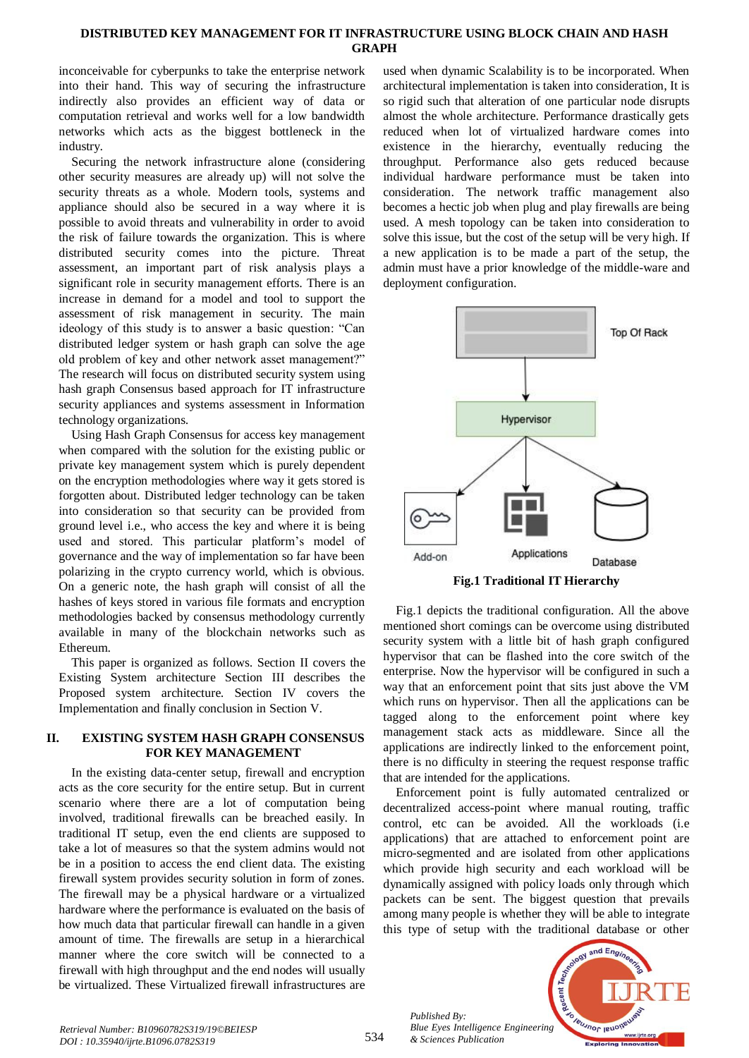inconceivable for cyberpunks to take the enterprise network into their hand. This way of securing the infrastructure indirectly also provides an efficient way of data or computation retrieval and works well for a low bandwidth networks which acts as the biggest bottleneck in the industry.

Securing the network infrastructure alone (considering other security measures are already up) will not solve the security threats as a whole. Modern tools, systems and appliance should also be secured in a way where it is possible to avoid threats and vulnerability in order to avoid the risk of failure towards the organization. This is where distributed security comes into the picture. Threat assessment, an important part of risk analysis plays a significant role in security management efforts. There is an increase in demand for a model and tool to support the assessment of risk management in security. The main ideology of this study is to answer a basic question: "Can distributed ledger system or hash graph can solve the age old problem of key and other network asset management?" The research will focus on distributed security system using hash graph Consensus based approach for IT infrastructure security appliances and systems assessment in Information technology organizations.

Using Hash Graph Consensus for access key management when compared with the solution for the existing public or private key management system which is purely dependent on the encryption methodologies where way it gets stored is forgotten about. Distributed ledger technology can be taken into consideration so that security can be provided from ground level i.e., who access the key and where it is being used and stored. This particular platform's model of governance and the way of implementation so far have been polarizing in the crypto currency world, which is obvious. On a generic note, the hash graph will consist of all the hashes of keys stored in various file formats and encryption methodologies backed by consensus methodology currently available in many of the blockchain networks such as Ethereum.

This paper is organized as follows. Section II covers the Existing System architecture Section III describes the Proposed system architecture. Section IV covers the Implementation and finally conclusion in Section V.

## II. EXISTING SYSTEM HASH GRAPH CONSENSUS FOR KEY MANAGEMENT

In the existing data-center setup, firewall and encryption acts as the core security for the entire setup. But in current scenario where there are a lot of computation being involved, traditional firewalls can be breached easily. In traditional IT setup, even the end clients are supposed to take a lot of measures so that the system admins would not be in a position to access the end client data. The existing firewall system provides security solution in form of zones. The firewall may be a physical hardware or a virtualized hardware where the performance is evaluated on the basis of how much data that particular firewall can handle in a given amount of time. The firewalls are setup in a hierarchical manner where the core switch will be connected to a firewall with high throughput and the end nodes will usually be virtualized. These Virtualized firewall infrastructures are used when dynamic Scalability is to be incorporated. When architectural implementation is taken into consideration, It is so rigid such that alteration of one particular node disrupts almost the whole architecture. Performance drastically gets reduced when lot of virtualized hardware comes into existence in the hierarchy, eventually reducing the throughput. Performance also gets reduced because individual hardware performance must be taken into consideration. The network traffic management also becomes a hectic job when plug and play firewalls are being used. A mesh topology can be taken into consideration to solve this issue, but the cost of the setup will be very high. If a new application is to be made a part of the setup, the admin must have a prior knowledge of the middle-ware and deployment configuration.

**Fig.1 Traditional IT Hierarchy**

Fig.1 depicts the traditional configuration. All the above mentioned short comings can be overcome using distributed security system with a little bit of hash graph configured hypervisor that can be flashed into the core switch of the enterprise. Now the hypervisor will be configured in such a way that an enforcement point that sits just above the VM which runs on hypervisor. Then all the applications can be tagged along to the enforcement point where key management stack acts as middleware. Since all the applications are indirectly linked to the enforcement point, there is no difficulty in steering the request response traffic that are intended for the applications.

Enforcement point is fully automated centralized or decentralized access-point where manual routing, traffic control, etc can be avoided. All the workloads (i.e applications) that are attached to enforcement point are micro-segmented and are isolated from other applications which provide high security and each workload will be dynamically assigned with policy loads only through which packets can be sent. The biggest question that prevails among many people is whether they will be able to integrate this type of setup with the traditional database or other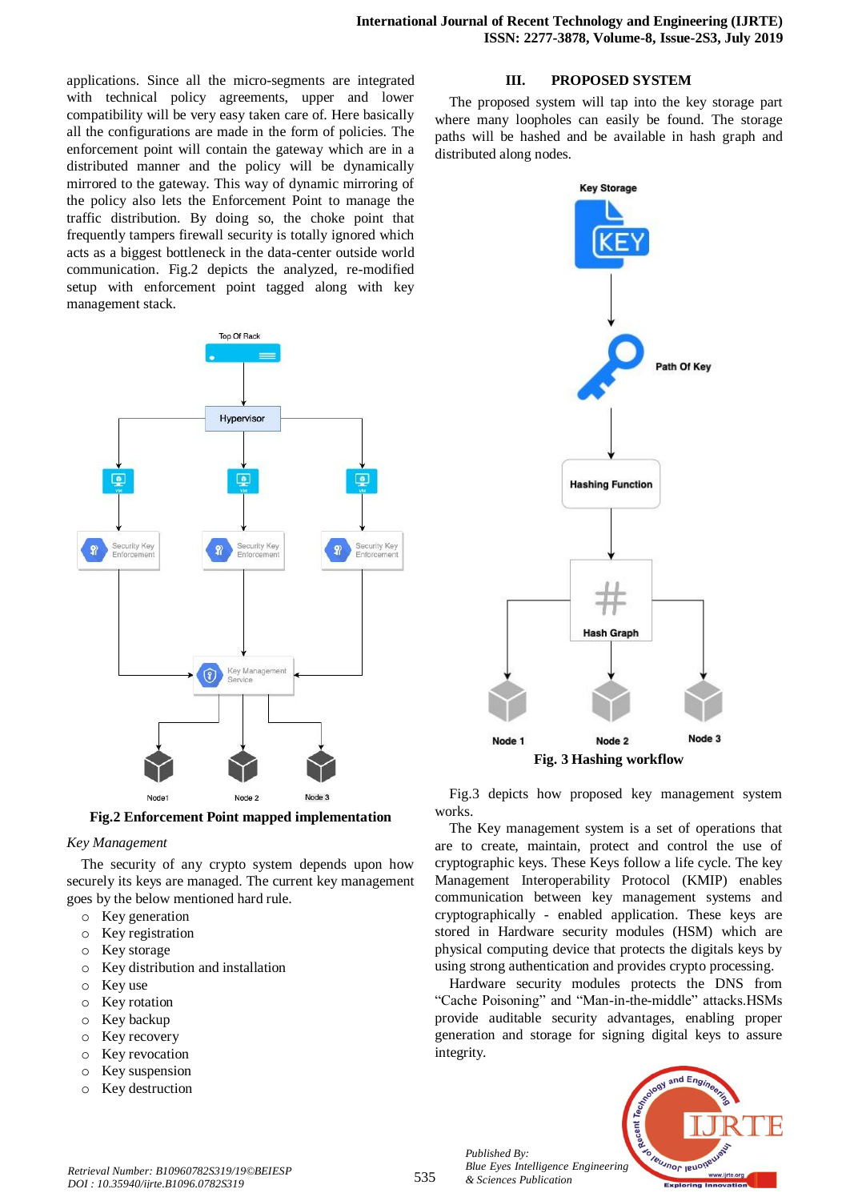applications. Since all the micro-segments are integrated with technical policy agreements, upper and lower compatibility will be very easy taken care of. Here basically all the configurations are made in the form of policies. The enforcement point will contain the gateway which are in a distributed manner and the policy will be dynamically mirrored to the gateway. This way of dynamic mirroring of the policy also lets the Enforcement Point to manage the traffic distribution. By doing so, the choke point that frequently tampers firewall security is totally ignored which acts as a biggest bottleneck in the data-center outside world communication. Fig.2 depicts the analyzed, re-modified setup with enforcement point tagged along with key management stack.

**Fig.2 Enforcement Point mapped implementation**

*Key Management*

The security of any crypto system depends upon how securely its keys are managed. The current key management goes by the below mentioned hard rule.

- Key generation
- Key registration
- Key storage
- Key distribution and installation
- Key use
- Key rotation
- Key backup
- Key recovery
- Key revocation
- Key suspension
- Key destruction

## III. PROPOSED SYSTEM

The proposed system will tap into the key storage part where many loopholes can easily be found. The storage paths will be hashed and be available in hash graph and distributed along nodes.

**Fig. 3 Hashing workflow**

Fig.3 depicts how proposed key management system works.

The Key management system is a set of operations that are to create, maintain, protect and control the use of cryptographic keys. These Keys follow a life cycle. The key Management Interoperability Protocol (KMIP) enables communication between key management systems and cryptographically - enabled application. These keys are stored in Hardware security modules (HSM) which are physical computing device that protects the digitals keys by using strong authentication and provides crypto processing.

Hardware security modules protects the DNS from “Cache Poisoning” and “Man-in-the-middle” attacks.HSMs provide auditable security advantages, enabling proper generation and storage for signing digital keys to assure integrity.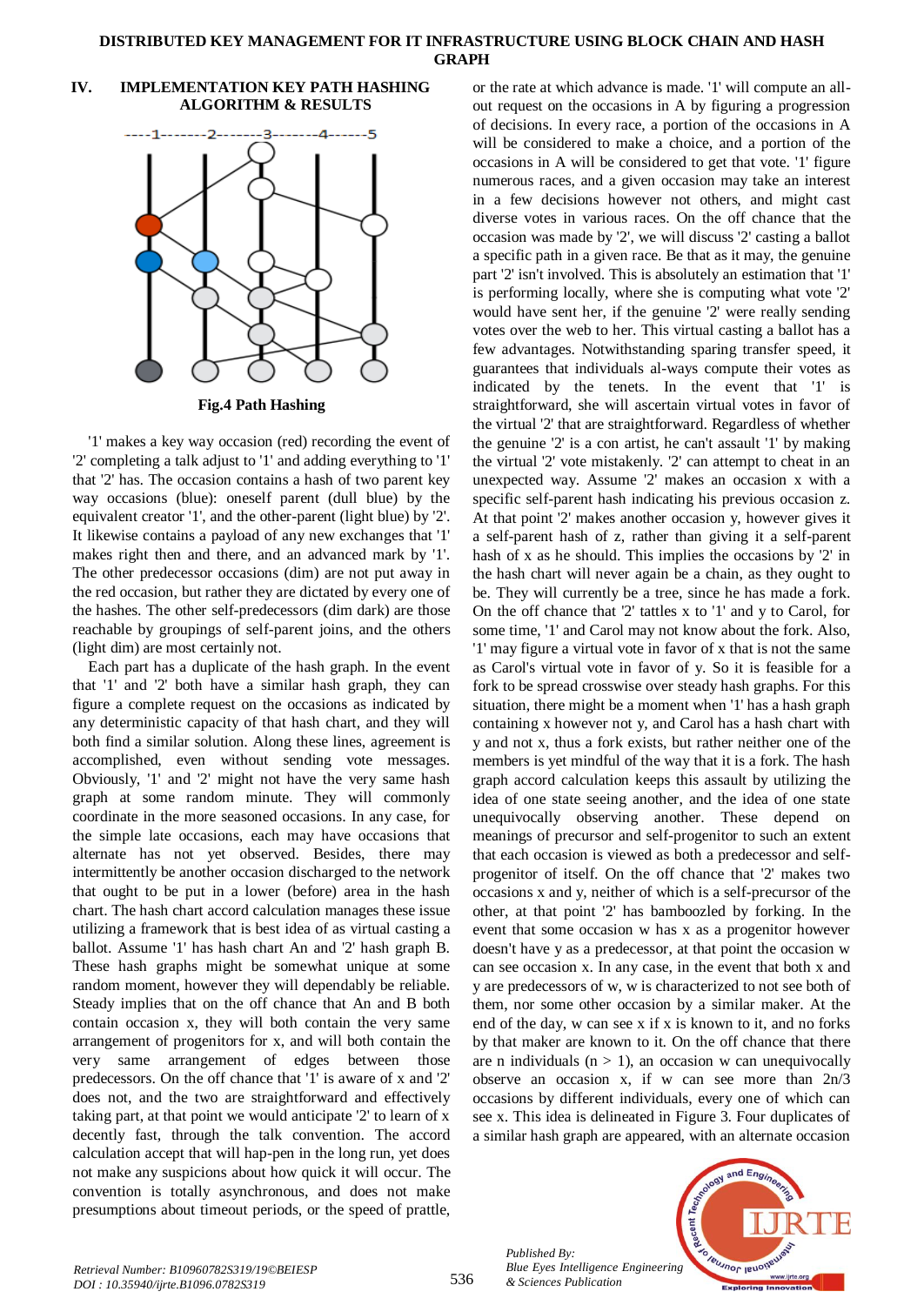## IV. IMPLEMENTATION KEY PATH HASHING ALGORITHM & RESULTS

Fig.4 Path Hashing

'1' makes a key way occasion (red) recording the event of '2' completing a talk adjust to '1' and adding everything to '1' that '2' has. The occasion contains a hash of two parent key way occasions (blue): oneself parent (dull blue) by the equivalent creator '1', and the other-parent (light blue) by '2'. It likewise contains a payload of any new exchanges that '1' makes right then and there, and an advanced mark by '1'. The other predecessor occasions (dim) are not put away in the red occasion, but rather they are dictated by every one of the hashes. The other self-predecessors (dim dark) are those reachable by groupings of self-parent joins, and the others (light dim) are most certainly not.

Each part has a duplicate of the hash graph. In the event that '1' and '2' both have a similar hash graph, they can figure a complete request on the occasions as indicated by any deterministic capacity of that hash chart, and they will both find a similar solution. Along these lines, agreement is accomplished, even without sending vote messages. Obviously, '1' and '2' might not have the very same hash graph at some random minute. They will commonly coordinate in the more seasoned occasions. In any case, for the simple late occasions, each may have occasions that alternate has not yet observed. Besides, there may intermittently be another occasion discharged to the network that ought to be put in a lower (before) area in the hash chart. The hash chart accord calculation manages these issue utilizing a framework that is best idea of as virtual casting a ballot. Assume '1' has hash chart An and '2' hash graph B. These hash graphs might be somewhat unique at some random moment, however they will dependably be reliable. Steady implies that on the off chance that An and B both contain occasion x, they will both contain the very same arrangement of progenitors for x, and will both contain the very same arrangement of edges between those predecessors. On the off chance that '1' is aware of x and '2' does not, and the two are straightforward and effectively taking part, at that point we would anticipate '2' to learn of x decently fast, through the talk convention. The accord calculation accept that will hap-pen in the long run, yet does not make any suspicions about how quick it will occur. The convention is totally asynchronous, and does not make presumptions about timeout periods, or the speed of prattle, or the rate at which advance is made. '1' will compute an all-out request on the occasions in A by figuring a progression of decisions. In every race, a portion of the occasions in A will be considered to make a choice, and a portion of the occasions in A will be considered to get that vote. '1' figure numerous races, and a given occasion may take an interest in a few decisions however not others, and might cast diverse votes in various races. On the off chance that the occasion was made by '2', we will discuss '2' casting a ballot a specific path in a given race. Be that as it may, the genuine part '2' isn't involved. This is absolutely an estimation that '1' is performing locally, where she is computing what vote '2' would have sent her, if the genuine '2' were really sending votes over the web to her. This virtual casting a ballot has a few advantages. Notwithstanding sparing transfer speed, it guarantees that individuals al-ways compute their votes as indicated by the tenets. In the event that '1' is straightforward, she will ascertain virtual votes in favor of the virtual '2' that are straightforward. Regardless of whether the genuine '2' is a con artist, he can't assault '1' by making the virtual '2' vote mistakenly. '2' can attempt to cheat in an unexpected way. Assume '2' makes an occasion x with a specific self-parent hash indicating his previous occasion z. At that point '2' makes another occasion y, however gives it a self-parent hash of z, rather than giving it a self-parent hash of x as he should. This implies the occasions by '2' in the hash chart will never again be a chain, as they ought to be. They will currently be a tree, since he has made a fork. On the off chance that '2' tattles x to '1' and y to Carol, for some time, '1' and Carol may not know about the fork. Also, '1' may figure a virtual vote in favor of x that is not the same as Carol's virtual vote in favor of y. So it is feasible for a fork to be spread crosswise over steady hash graphs. For this situation, there might be a moment when '1' has a hash graph containing x however not y, and Carol has a hash chart with y and not x, thus a fork exists, but rather neither one of the members is yet mindful of the way that it is a fork. The hash graph accord calculation keeps this assault by utilizing the idea of one state seeing another, and the idea of one state unequivocally observing another. These depend on meanings of precursor and self-progenitor to such an extent that each occasion is viewed as both a predecessor and self-progenitor of itself. On the off chance that '2' makes two occasions x and y, neither of which is a self-precursor of the other, at that point '2' has bamboozled by forking. In the event that some occasion w has x as a progenitor however doesn't have y as a predecessor, at that point the occasion w can see occasion x. In any case, in the event that both x and y are predecessors of w, w is characterized to not see both of them, nor some other occasion by a similar maker. At the end of the day, w can see x if x is known to it, and no forks by that maker are known to it. On the off chance that there are n individuals ($n > 1$), an occasion w can unequivocally observe an occasion x, if w can see more than $2n/3$ occasions by different individuals, every one of which can see x. This idea is delineated in Figure 3. Four duplicates of a similar hash graph are appeared, with an alternate occasion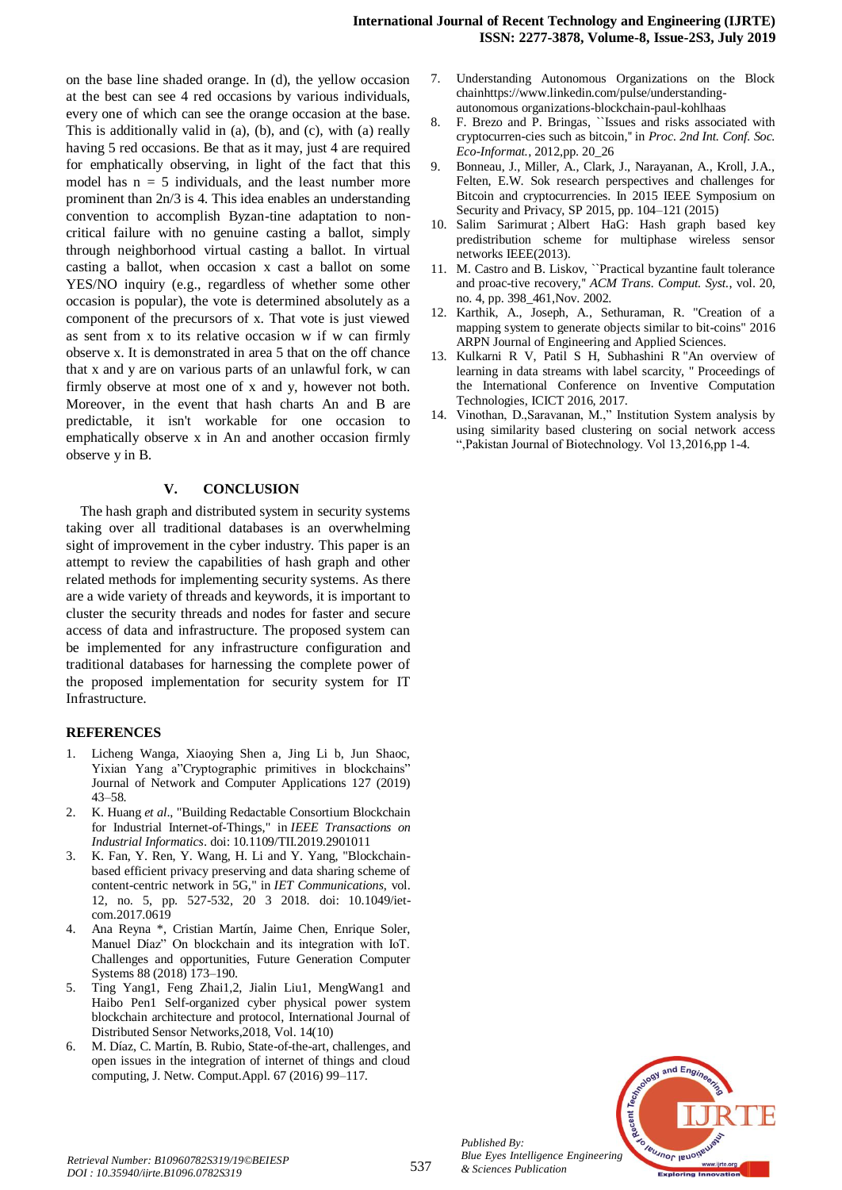on the base line shaded orange. In (d), the yellow occasion at the best can see 4 red occasions by various individuals, every one of which can see the orange occasion at the base. This is additionally valid in (a), (b), and (c), with (a) really having 5 red occasions. Be that as it may, just 4 are required for emphatically observing, in light of the fact that this model has $n = 5$ individuals, and the least number more prominent than $2n/3$ is 4. This idea enables an understanding convention to accomplish Byzan-tine adaptation to non-critical failure with no genuine casting a ballot, simply through neighborhood virtual casting a ballot. In virtual casting a ballot, when occasion x cast a ballot on some YES/NO inquiry (e.g., regardless of whether some other occasion is popular), the vote is determined absolutely as a component of the precursors of x. That vote is just viewed as sent from x to its relative occasion w if w can firmly observe x. It is demonstrated in area 5 that on the off chance that x and y are on various parts of an unlawful fork, w can firmly observe at most one of x and y, however not both. Moreover, in the event that hash charts An and B are predictable, it isn't workable for one occasion to emphatically observe x in An and another occasion firmly observe y in B.

## V. CONCLUSION

The hash graph and distributed system in security systems taking over all traditional databases is an overwhelming sight of improvement in the cyber industry. This paper is an attempt to review the capabilities of hash graph and other related methods for implementing security systems. As there are a wide variety of threads and keywords, it is important to cluster the security threads and nodes for faster and secure access of data and infrastructure. The proposed system can be implemented for any infrastructure configuration and traditional databases for harnessing the complete power of the proposed implementation for security system for IT Infrastructure.

## REFERENCES

1. Licheng Wanga, Xiaoying Shen a, Jing Li b, Jun Shaoc, Yixian Yang a"Cryptographic primitives in blockchains" Journal of Network and Computer Applications 127 (2019) 43–58.
2. K. Huang *et al*., "Building Redactable Consortium Blockchain for Industrial Internet-of-Things," in *IEEE Transactions on Industrial Informatics*. doi: 10.1109/TII.2019.2901011
3. K. Fan, Y. Ren, Y. Wang, H. Li and Y. Yang, "Blockchain-based efficient privacy preserving and data sharing scheme of content-centric network in 5G," in *IET Communications*, vol. 12, no. 5, pp. 527-532, 20 3 2018. doi: 10.1049/iet-com.2017.0619
4. Ana Reyna *, Cristian Martín, Jaime Chen, Enrique Soler, Manuel Díaz" On blockchain and its integration with IoT. Challenges and opportunities, Future Generation Computer Systems 88 (2018) 173–190.
5. Ting Yang1, Feng Zhai1,2, Jialin Liu1, MengWang1 and Haibo Pen1 Self-organized cyber physical power system blockchain architecture and protocol, International Journal of Distributed Sensor Networks,2018, Vol. 14(10)
6. M. Díaz, C. Martín, B. Rubio, State-of-the-art, challenges, and open issues in the integration of internet of things and cloud computing, J. Netw. Comput.Appl. 67 (2016) 99–117.
7. Understanding Autonomous Organizations on the Block chainhttps://www.linkedin.com/pulse/understanding-autonomous organizations-blockchain-paul-kohlhaas
8. F. Brezo and P. Bringas, ``Issues and risks associated with cryptocurren-cies such as bitcoin,'' in *Proc. 2nd Int. Conf. Soc. Eco-Informat.*, 2012,pp. 20_26
9. Bonneau, J., Miller, A., Clark, J., Narayanan, A., Kroll, J.A., Felten, E.W. Sok research perspectives and challenges for Bitcoin and cryptocurrencies. In 2015 IEEE Symposium on Security and Privacy, SP 2015, pp. 104–121 (2015)
10. Salim Sarimurat ; Albert HaG: Hash graph based key predistribution scheme for multiphase wireless sensor networks IEEE(2013).
11. M. Castro and B. Liskov, ``Practical byzantine fault tolerance and proac-tive recovery,'' *ACM Trans. Comput. Syst.*, vol. 20, no. 4, pp. 398_461,Nov. 2002.
12. Karthik, A., Joseph, A., Sethuraman, R. "Creation of a mapping system to generate objects similar to bit-coins" 2016 ARPN Journal of Engineering and Applied Sciences.
13. Kulkarni R V, Patil S H, Subhashini R "An overview of learning in data streams with label scarcity, " Proceedings of the International Conference on Inventive Computation Technologies, ICICT 2016, 2017.
14. Vinothan, D.,Saravanan, M.," Institution System analysis by using similarity based clustering on social network access ",Pakistan Journal of Biotechnology. Vol 13,2016,pp 1-4.